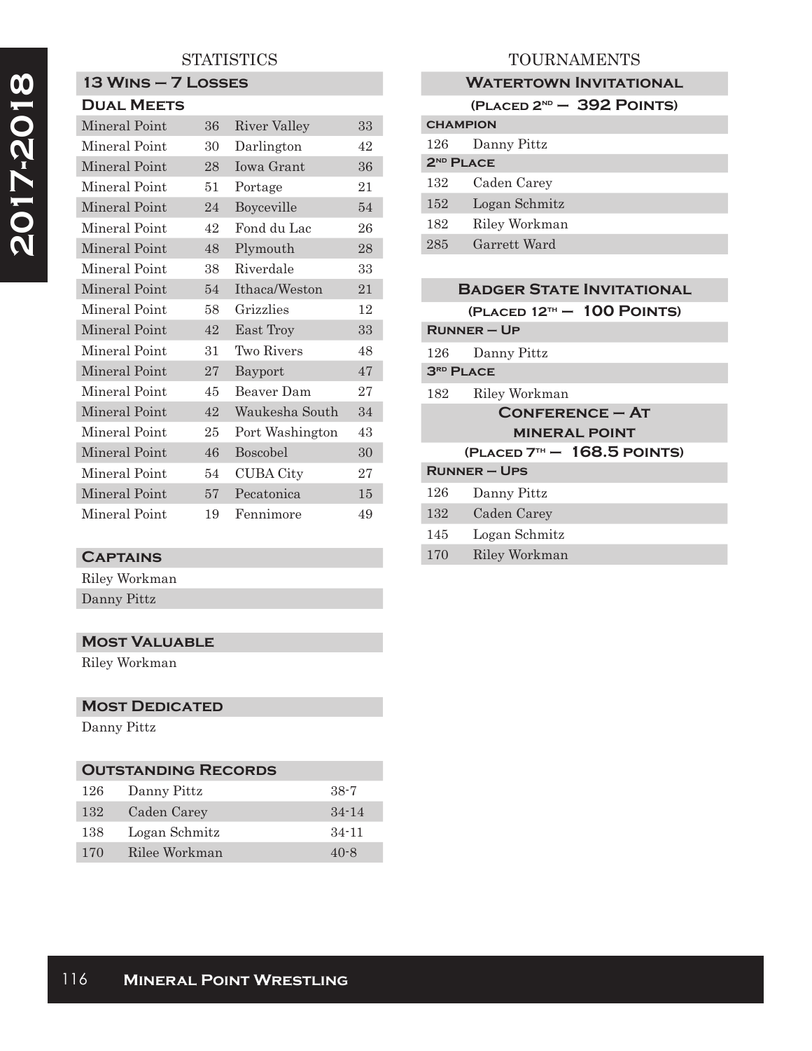# 2017-2018

## STATISTICS

### 13 Wins – 7 Losses

### Dual Meets

| | | | |
|---|---|---|---|
| Mineral Point | 36 | River Valley | 33 |
| Mineral Point | 30 | Darlington | 42 |
| Mineral Point | 28 | Iowa Grant | 36 |
| Mineral Point | 51 | Portage | 21 |
| Mineral Point | 24 | Boyceville | 54 |
| Mineral Point | 42 | Fond du Lac | 26 |
| Mineral Point | 48 | Plymouth | 28 |
| Mineral Point | 38 | Riverdale | 33 |
| Mineral Point | 54 | Ithaca/Weston | 21 |
| Mineral Point | 58 | Grizzlies | 12 |
| Mineral Point | 42 | East Troy | 33 |
| Mineral Point | 31 | Two Rivers | 48 |
| Mineral Point | 27 | Bayport | 47 |
| Mineral Point | 45 | Beaver Dam | 27 |
| Mineral Point | 42 | Waukesha South | 34 |
| Mineral Point | 25 | Port Washington | 43 |
| Mineral Point | 46 | Boscobel | 30 |
| Mineral Point | 54 | CUBA City | 27 |
| Mineral Point | 57 | Pecatonica | 15 |
| Mineral Point | 19 | Fennimore | 49 |

### Captains

Riley Workman
Danny Pittz

### Most Valuable

Riley Workman

### Most Dedicated

Danny Pittz

### Outstanding Records

| | | |
|---|---|---|
| 126 | Danny Pittz | 38-7 |
| 132 | Caden Carey | 34-14 |
| 138 | Logan Schmitz | 34-11 |
| 170 | Rilee Workman | 40-8 |

## TOURNAMENTS

### Watertown Invitational

**(Placed 2nd – 392 Points)**

**Champion**

| | |
|---|---|
| 126 | Danny Pittz |

**2nd Place**

| | |
|---|---|
| 132 | Caden Carey |
| 152 | Logan Schmitz |
| 182 | Riley Workman |
| 285 | Garrett Ward |

### Badger State Invitational

**(Placed 12th – 100 Points)**

**Runner – Up**

| | |
|---|---|
| 126 | Danny Pittz |

**3rd Place**

| | |
|---|---|
| 182 | Riley Workman |

### Conference – At Mineral Point

**(Placed 7th – 168.5 points)**

**Runner – Ups**

| | |
|---|---|
| 126 | Danny Pittz |
| 132 | Caden Carey |
| 145 | Logan Schmitz |
| 170 | Riley Workman |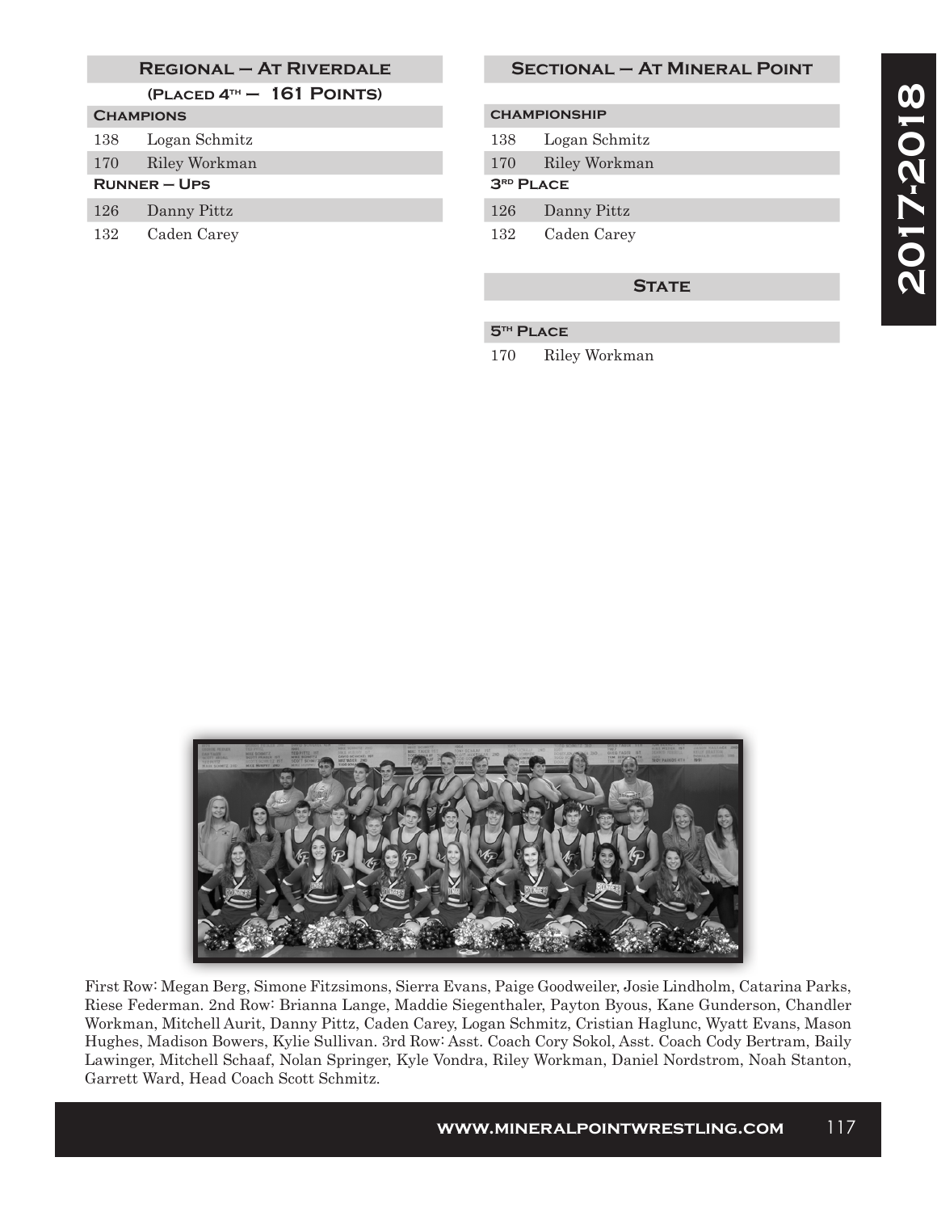## Regional – At Riverdale

**(Placed 4th – 161 Points)**

| | |
|---|---|
| **Champions** | |
| 138 | Logan Schmitz |
| 170 | Riley Workman |
| **Runner – Ups** | |
| 126 | Danny Pittz |
| 132 | Caden Carey |

## Sectional – At Mineral Point

| | |
|---|---|
| **Championship** | |
| 138 | Logan Schmitz |
| 170 | Riley Workman |
| **3rd Place** | |
| 126 | Danny Pittz |
| 132 | Caden Carey |

## State

| | |
|---|---|
| **5th Place** | |
| 170 | Riley Workman |

First Row: Megan Berg, Simone Fitzsimons, Sierra Evans, Paige Goodweiler, Josie Lindholm, Catarina Parks, Riese Federman. 2nd Row: Brianna Lange, Maddie Siegenthaler, Payton Byous, Kane Gunderson, Chandler Workman, Mitchell Aurit, Danny Pittz, Caden Carey, Logan Schmitz, Cristian Haglunc, Wyatt Evans, Mason Hughes, Madison Bowers, Kylie Sullivan. 3rd Row: Asst. Coach Cory Sokol, Asst. Coach Cody Bertram, Baily Lawinger, Mitchell Schaaf, Nolan Springer, Kyle Vondra, Riley Workman, Daniel Nordstrom, Noah Stanton, Garrett Ward, Head Coach Scott Schmitz.